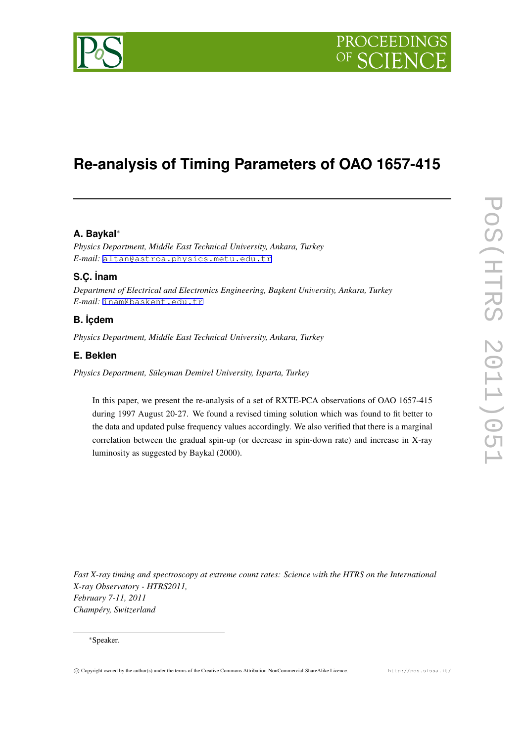# Re-analysis of Timing Parameters of OAO 1657-415

**A. Baykal***

*Physics Department, Middle East Technical University, Ankara, Turkey*
*E-mail:* altan@astroa.physics.metu.edu.tr

**S.Ç. İnam**

*Department of Electrical and Electronics Engineering, Başkent University, Ankara, Turkey*
*E-mail:* inam@baskent.edu.tr

**B. İçdem**

*Physics Department, Middle East Technical University, Ankara, Turkey*

**E. Beklen**

*Physics Department, Süleyman Demirel University, Isparta, Turkey*

In this paper, we present the re-analysis of a set of RXTE-PCA observations of OAO 1657-415 during 1997 August 20-27. We found a revised timing solution which was found to fit better to the data and updated pulse frequency values accordingly. We also verified that there is a marginal correlation between the gradual spin-up (or decrease in spin-down rate) and increase in X-ray luminosity as suggested by Baykal (2000).

*Fast X-ray timing and spectroscopy at extreme count rates: Science with the HTRS on the International X-ray Observatory - HTRS2011,*
*February 7-11, 2011*
*Champéry, Switzerland*

*Speaker.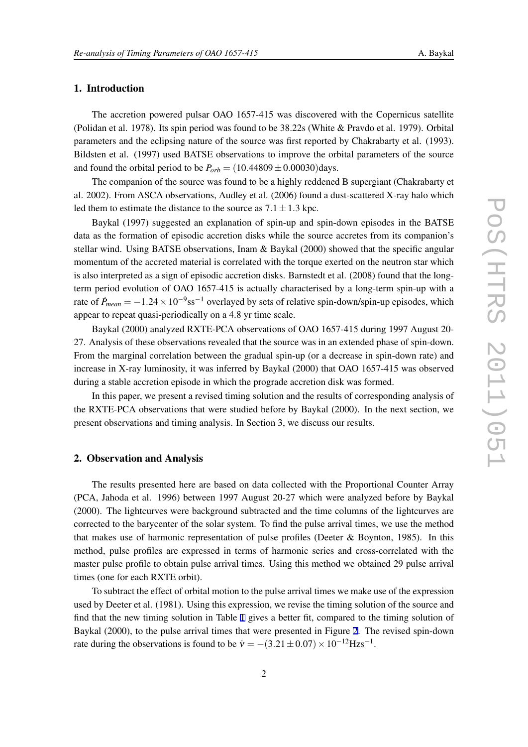## 1. Introduction

The accretion powered pulsar OAO 1657-415 was discovered with the Copernicus satellite (Polidan et al. 1978). Its spin period was found to be 38.22s (White & Pravdo et al. 1979). Orbital parameters and the eclipsing nature of the source was first reported by Chakrabarty et al. (1993). Bildsten et al. (1997) used BATSE observations to improve the orbital parameters of the source and found the orbital period to be $P_{orb} = (10.44809 \pm 0.00030)$days.

The companion of the source was found to be a highly reddened B supergiant (Chakrabarty et al. 2002). From ASCA observations, Audley et al. (2006) found a dust-scattered X-ray halo which led them to estimate the distance to the source as $7.1 \pm 1.3$ kpc.

Baykal (1997) suggested an explanation of spin-up and spin-down episodes in the BATSE data as the formation of episodic accretion disks while the source accretes from its companion's stellar wind. Using BATSE observations, Inam & Baykal (2000) showed that the specific angular momentum of the accreted material is correlated with the torque exerted on the neutron star which is also interpreted as a sign of episodic accretion disks. Barnstedt et al. (2008) found that the long-term period evolution of OAO 1657-415 is actually characterised by a long-term spin-up with a rate of $\dot{P}_{mean} = -1.24 \times 10^{-9}\text{ss}^{-1}$ overlayed by sets of relative spin-down/spin-up episodes, which appear to repeat quasi-periodically on a 4.8 yr time scale.

Baykal (2000) analyzed RXTE-PCA observations of OAO 1657-415 during 1997 August 20-27. Analysis of these observations revealed that the source was in an extended phase of spin-down. From the marginal correlation between the gradual spin-up (or a decrease in spin-down rate) and increase in X-ray luminosity, it was inferred by Baykal (2000) that OAO 1657-415 was observed during a stable accretion episode in which the prograde accretion disk was formed.

In this paper, we present a revised timing solution and the results of corresponding analysis of the RXTE-PCA observations that were studied before by Baykal (2000). In the next section, we present observations and timing analysis. In Section 3, we discuss our results.

## 2. Observation and Analysis

The results presented here are based on data collected with the Proportional Counter Array (PCA, Jahoda et al. 1996) between 1997 August 20-27 which were analyzed before by Baykal (2000). The lightcurves were background subtracted and the time columns of the lightcurves are corrected to the barycenter of the solar system. To find the pulse arrival times, we use the method that makes use of harmonic representation of pulse profiles (Deeter & Boynton, 1985). In this method, pulse profiles are expressed in terms of harmonic series and cross-correlated with the master pulse profile to obtain pulse arrival times. Using this method we obtained 29 pulse arrival times (one for each RXTE orbit).

To subtract the effect of orbital motion to the pulse arrival times we make use of the expression used by Deeter et al. (1981). Using this expression, we revise the timing solution of the source and find that the new timing solution in Table 1 gives a better fit, compared to the timing solution of Baykal (2000), to the pulse arrival times that were presented in Figure 2. The revised spin-down rate during the observations is found to be $\dot{\nu} = -(3.21 \pm 0.07) \times 10^{-12}\text{Hzs}^{-1}$.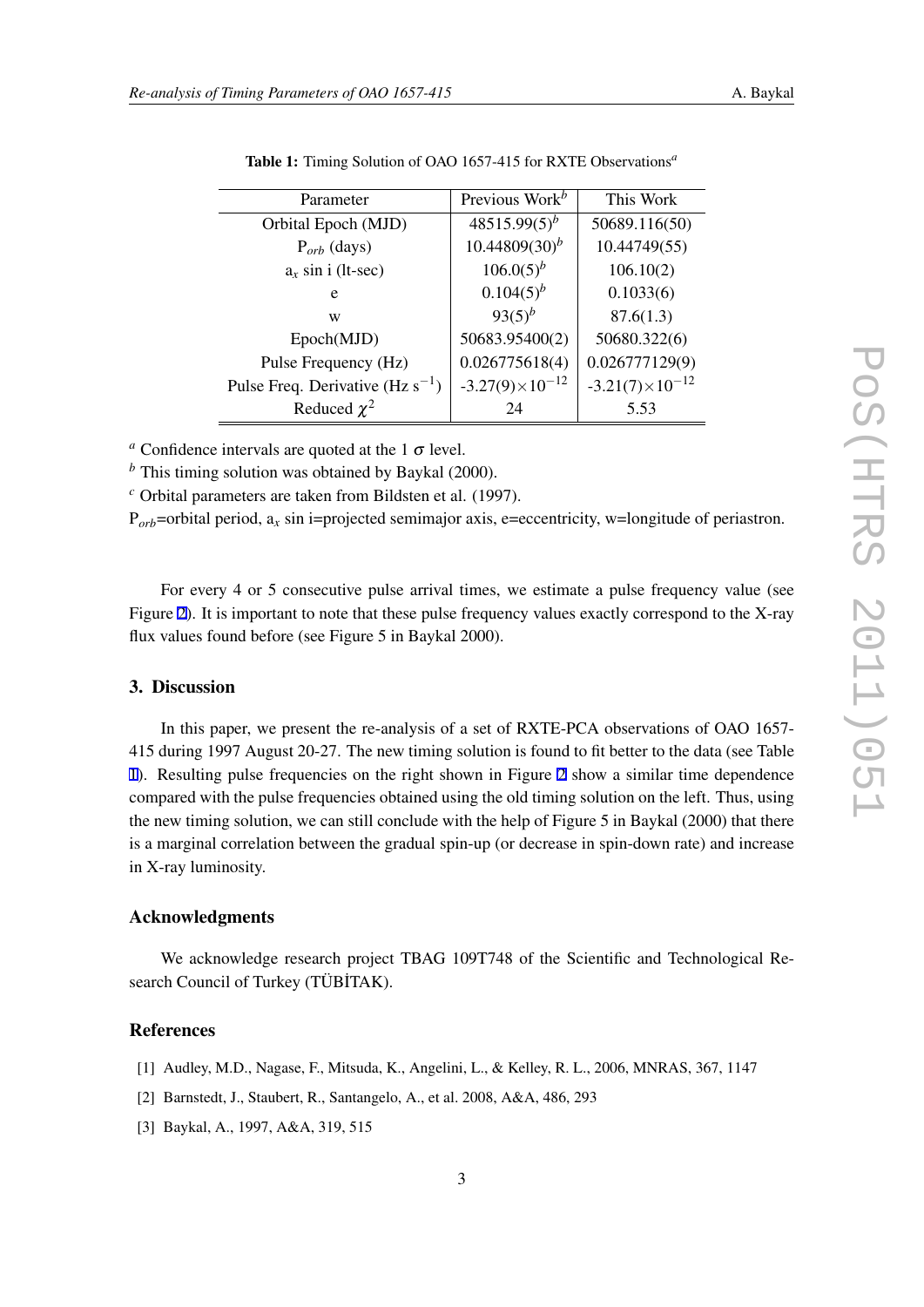**Table 1:** Timing Solution of OAO 1657-415 for RXTE Observations[a]

| Parameter | Previous Work[b] | This Work |
|---|---|---|
| Orbital Epoch (MJD) | 48515.99(5)[b] | 50689.116(50) |
| $P_{orb}$ (days) | 10.44809(30)[b] | 10.44749(55) |
| $a_x$ sin i (lt-sec) | 106.0(5)[b] | 106.10(2) |
| e | 0.104(5)[b] | 0.1033(6) |
| w | 93(5)[b] | 87.6(1.3) |
| Epoch(MJD) | 50683.95400(2) | 50680.322(6) |
| Pulse Frequency (Hz) | 0.026775618(4) | 0.026777129(9) |
| Pulse Freq. Derivative (Hz $s^{-1}$) | $-3.27(9)\times10^{-12}$ | $-3.21(7)\times10^{-12}$ |
| Reduced $\chi^2$ | 24 | 5.53 |

[a] Confidence intervals are quoted at the 1 $\sigma$ level.
[b] This timing solution was obtained by Baykal (2000).
[c] Orbital parameters are taken from Bildsten et al. (1997).
$P_{orb}$=orbital period, $a_x$ sin i=projected semimajor axis, e=eccentricity, w=longitude of periastron.

For every 4 or 5 consecutive pulse arrival times, we estimate a pulse frequency value (see Figure 2). It is important to note that these pulse frequency values exactly correspond to the X-ray flux values found before (see Figure 5 in Baykal 2000).

## 3. Discussion

In this paper, we present the re-analysis of a set of RXTE-PCA observations of OAO 1657-415 during 1997 August 20-27. The new timing solution is found to fit better to the data (see Table 1). Resulting pulse frequencies on the right shown in Figure 2 show a similar time dependence compared with the pulse frequencies obtained using the old timing solution on the left. Thus, using the new timing solution, we can still conclude with the help of Figure 5 in Baykal (2000) that there is a marginal correlation between the gradual spin-up (or decrease in spin-down rate) and increase in X-ray luminosity.

## Acknowledgments

We acknowledge research project TBAG 109T748 of the Scientific and Technological Research Council of Turkey (TÜBİTAK).

## References

[1] Audley, M.D., Nagase, F., Mitsuda, K., Angelini, L., & Kelley, R. L., 2006, MNRAS, 367, 1147

[2] Barnstedt, J., Staubert, R., Santangelo, A., et al. 2008, A&A, 486, 293

[3] Baykal, A., 1997, A&A, 319, 515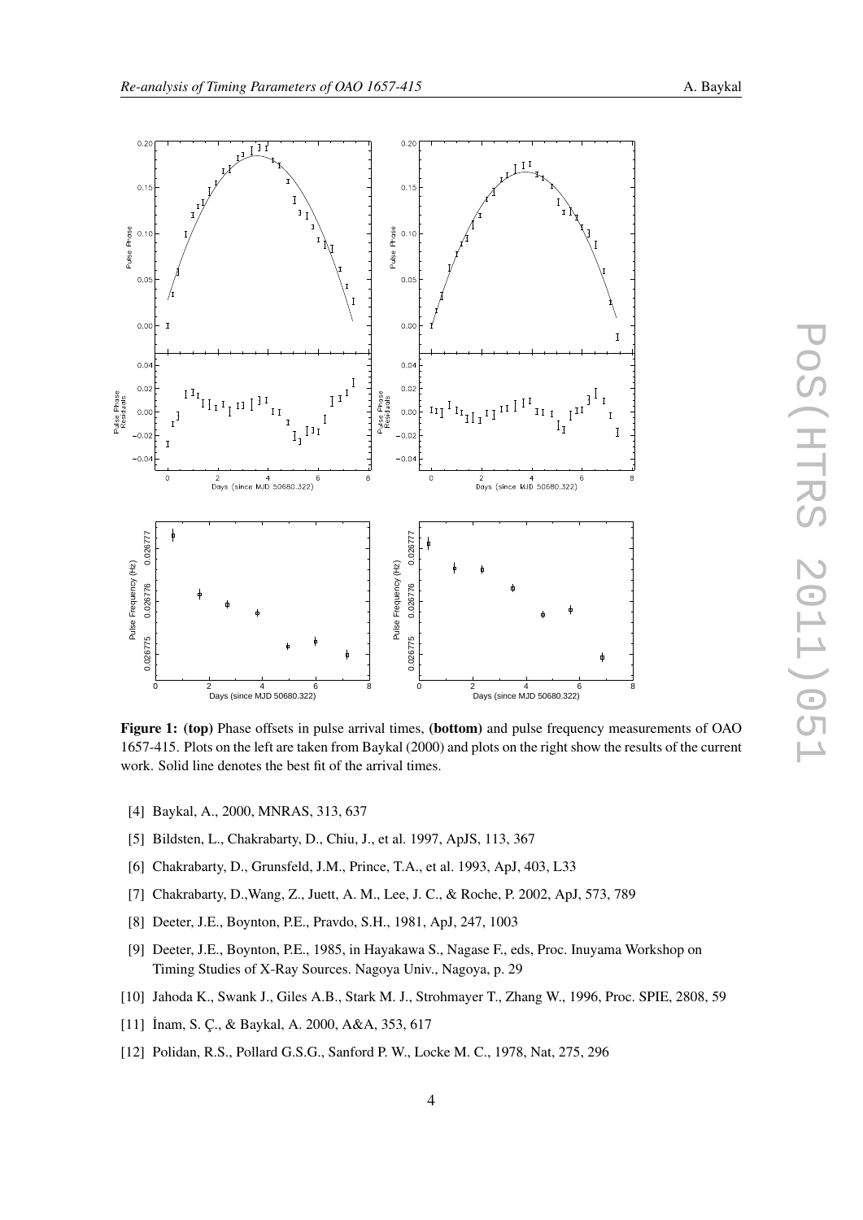**Figure 1: (top)** Phase offsets in pulse arrival times, **(bottom)** and pulse frequency measurements of OAO 1657-415. Plots on the left are taken from Baykal (2000) and plots on the right show the results of the current work. Solid line denotes the best fit of the arrival times.

[4] Baykal, A., 2000, MNRAS, 313, 637

[5] Bildsten, L., Chakrabarty, D., Chiu, J., et al. 1997, ApJS, 113, 367

[6] Chakrabarty, D., Grunsfeld, J.M., Prince, T.A., et al. 1993, ApJ, 403, L33

[7] Chakrabarty, D.,Wang, Z., Juett, A. M., Lee, J. C., & Roche, P. 2002, ApJ, 573, 789

[8] Deeter, J.E., Boynton, P.E., Pravdo, S.H., 1981, ApJ, 247, 1003

[9] Deeter, J.E., Boynton, P.E., 1985, in Hayakawa S., Nagase F., eds, Proc. Inuyama Workshop on Timing Studies of X-Ray Sources. Nagoya Univ., Nagoya, p. 29

[10] Jahoda K., Swank J., Giles A.B., Stark M. J., Strohmayer T., Zhang W., 1996, Proc. SPIE, 2808, 59

[11] İnam, S. Ç., & Baykal, A. 2000, A&A, 353, 617

[12] Polidan, R.S., Pollard G.S.G., Sanford P. W., Locke M. C., 1978, Nat, 275, 296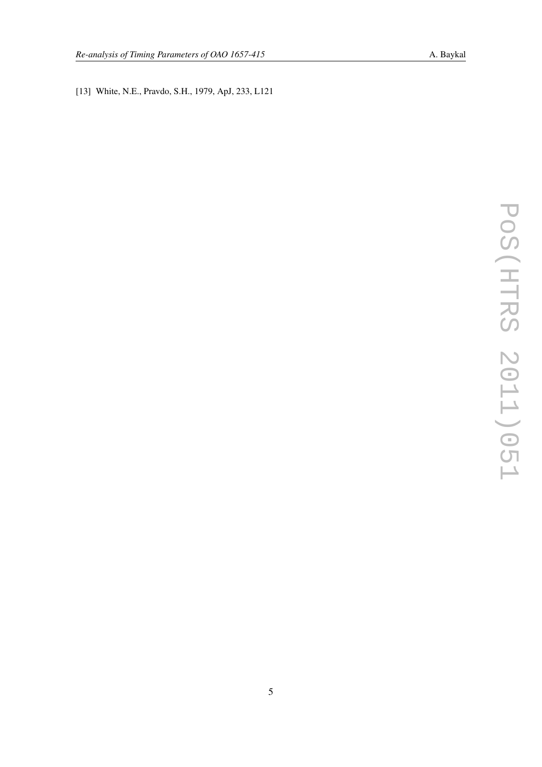[13] White, N.E., Pravdo, S.H., 1979, ApJ, 233, L121